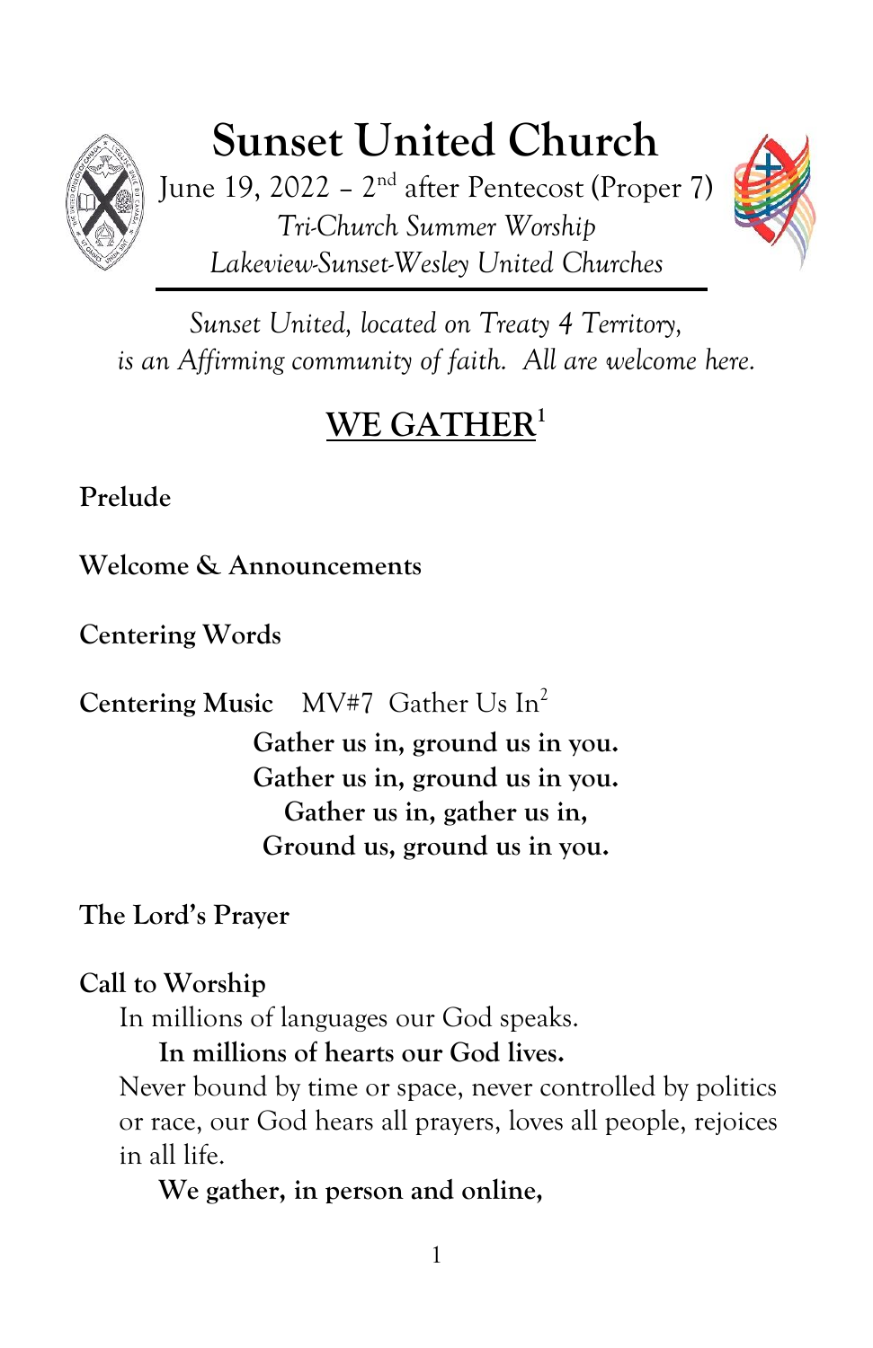# Sunset United Church

June 19, 2022 – 2nd after Pentecost (Proper 7)

*Tri-Church Summer Worship*

*Lakeview-Sunset-Wesley United Churches*

---

*Sunset United, located on Treaty 4 Territory, is an Affirming community of faith. All are welcome here.*

## WE GATHER[1]

**Prelude**

**Welcome & Announcements**

**Centering Words**

**Centering Music** MV#7 Gather Us In[2]

**Gather us in, ground us in you.**
**Gather us in, ground us in you.**
**Gather us in, gather us in,**
**Ground us, ground us in you.**

**The Lord's Prayer**

**Call to Worship**

In millions of languages our God speaks.

**In millions of hearts our God lives.**

Never bound by time or space, never controlled by politics or race, our God hears all prayers, loves all people, rejoices in all life.

**We gather, in person and online,**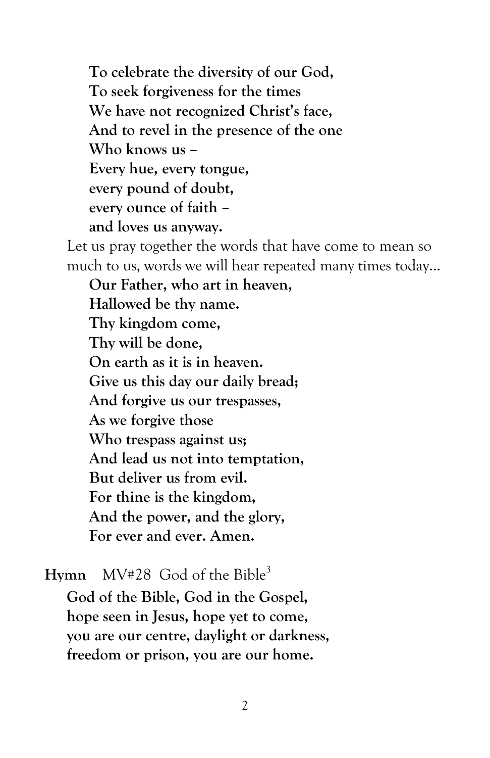**To celebrate the diversity of our God,**
**To seek forgiveness for the times**
**We have not recognized Christ's face,**
**And to revel in the presence of the one**
**Who knows us –**
**Every hue, every tongue,**
**every pound of doubt,**
**every ounce of faith –**
**and loves us anyway.**

Let us pray together the words that have come to mean so much to us, words we will hear repeated many times today…

**Our Father, who art in heaven,**
**Hallowed be thy name.**
**Thy kingdom come,**
**Thy will be done,**
**On earth as it is in heaven.**
**Give us this day our daily bread;**
**And forgive us our trespasses,**
**As we forgive those**
**Who trespass against us;**
**And lead us not into temptation,**
**But deliver us from evil.**
**For thine is the kingdom,**
**And the power, and the glory,**
**For ever and ever. Amen.**

**Hymn** MV#28 God of the Bible[3]

**God of the Bible, God in the Gospel,**
**hope seen in Jesus, hope yet to come,**
**you are our centre, daylight or darkness,**
**freedom or prison, you are our home.**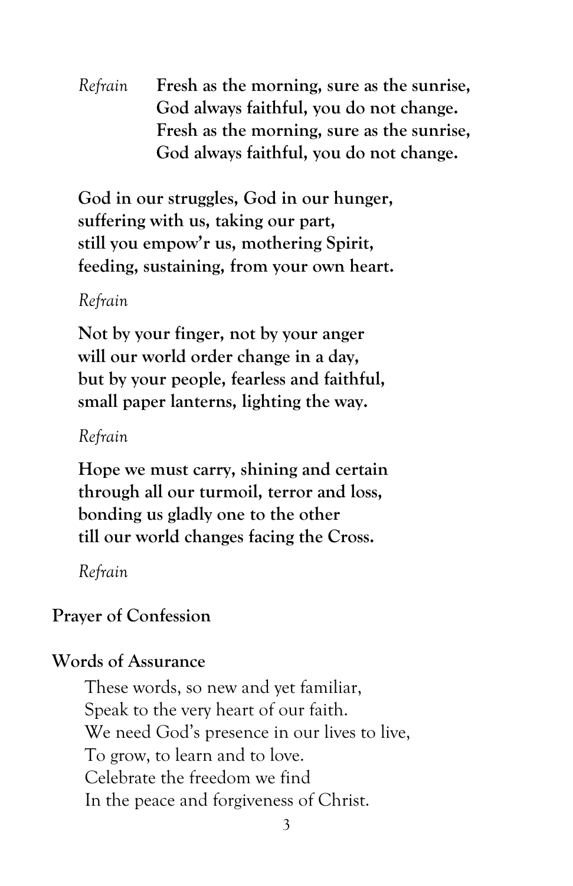*Refrain* **Fresh as the morning, sure as the sunrise,**
**God always faithful, you do not change.**
**Fresh as the morning, sure as the sunrise,**
**God always faithful, you do not change.**

**God in our struggles, God in our hunger,**
**suffering with us, taking our part,**
**still you empow'r us, mothering Spirit,**
**feeding, sustaining, from your own heart.**

*Refrain*

**Not by your finger, not by your anger**
**will our world order change in a day,**
**but by your people, fearless and faithful,**
**small paper lanterns, lighting the way.**

*Refrain*

**Hope we must carry, shining and certain**
**through all our turmoil, terror and loss,**
**bonding us gladly one to the other**
**till our world changes facing the Cross.**

*Refrain*

**Prayer of Confession**

**Words of Assurance**

These words, so new and yet familiar,
Speak to the very heart of our faith.
We need God's presence in our lives to live,
To grow, to learn and to love.
Celebrate the freedom we find
In the peace and forgiveness of Christ.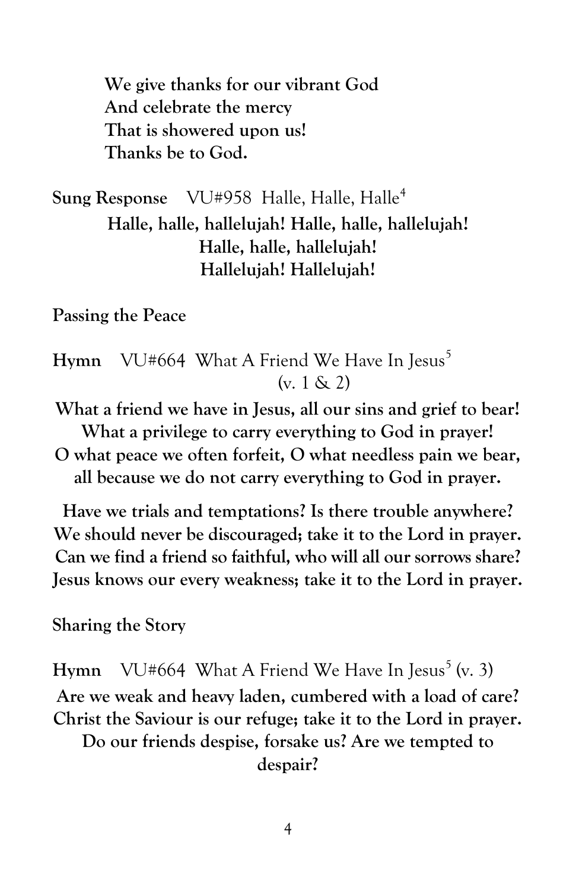**We give thanks for our vibrant God**
**And celebrate the mercy**
**That is showered upon us!**
**Thanks be to God.**

**Sung Response** VU#958 Halle, Halle, Halle[4]

**Halle, halle, hallelujah! Halle, halle, hallelujah!**
**Halle, halle, hallelujah!**
**Hallelujah! Hallelujah!**

**Passing the Peace**

**Hymn** VU#664 What A Friend We Have In Jesus[5] (v. 1 & 2)

**What a friend we have in Jesus, all our sins and grief to bear!**
**What a privilege to carry everything to God in prayer!**
**O what peace we often forfeit, O what needless pain we bear,**
**all because we do not carry everything to God in prayer.**

**Have we trials and temptations? Is there trouble anywhere?**
**We should never be discouraged; take it to the Lord in prayer.**
**Can we find a friend so faithful, who will all our sorrows share?**
**Jesus knows our every weakness; take it to the Lord in prayer.**

**Sharing the Story**

**Hymn** VU#664 What A Friend We Have In Jesus[5] (v. 3)

**Are we weak and heavy laden, cumbered with a load of care?**
**Christ the Saviour is our refuge; take it to the Lord in prayer.**
**Do our friends despise, forsake us? Are we tempted to despair?**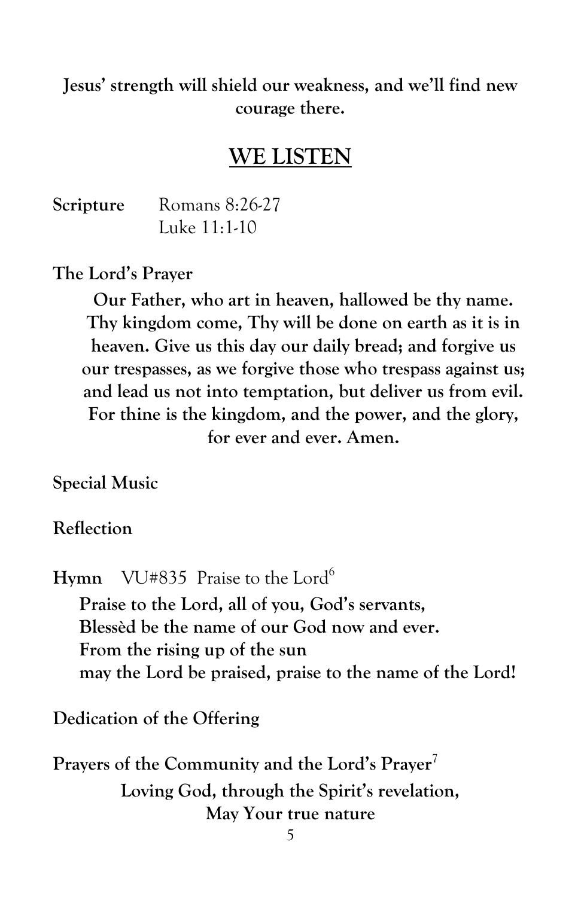**Jesus' strength will shield our weakness, and we'll find new courage there.**

## WE LISTEN

**Scripture** Romans 8:26-27
Luke 11:1-10

**The Lord's Prayer**

**Our Father, who art in heaven, hallowed be thy name. Thy kingdom come, Thy will be done on earth as it is in heaven. Give us this day our daily bread; and forgive us our trespasses, as we forgive those who trespass against us; and lead us not into temptation, but deliver us from evil. For thine is the kingdom, and the power, and the glory, for ever and ever. Amen.**

**Special Music**

**Reflection**

**Hymn** VU#835 Praise to the Lord[6]

**Praise to the Lord, all of you, God's servants,**
**Blessèd be the name of our God now and ever.**
**From the rising up of the sun**
**may the Lord be praised, praise to the name of the Lord!**

**Dedication of the Offering**

**Prayers of the Community and the Lord's Prayer**[7]

**Loving God, through the Spirit's revelation,**
**May Your true nature**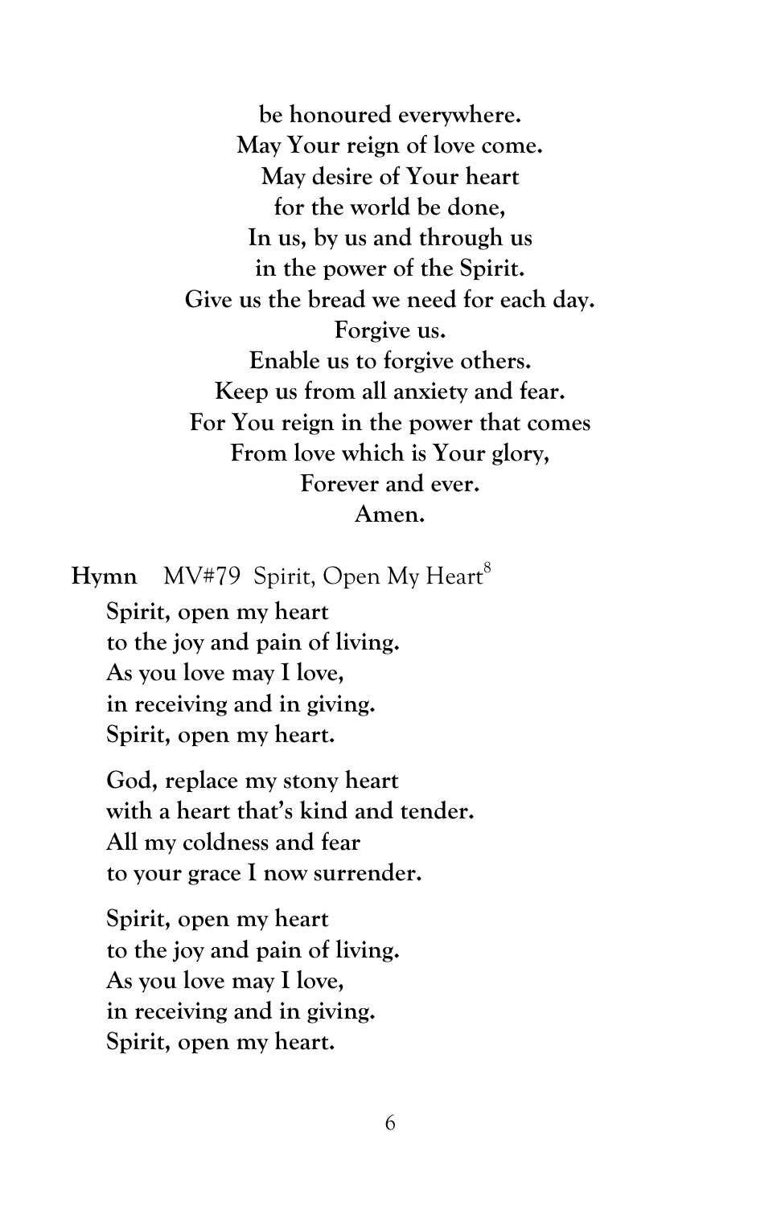**be honoured everywhere.**
**May Your reign of love come.**
**May desire of Your heart**
**for the world be done,**
**In us, by us and through us**
**in the power of the Spirit.**
**Give us the bread we need for each day.**
**Forgive us.**
**Enable us to forgive others.**
**Keep us from all anxiety and fear.**
**For You reign in the power that comes**
**From love which is Your glory,**
**Forever and ever.**
**Amen.**

**Hymn** MV#79 Spirit, Open My Heart[8]

**Spirit, open my heart**
**to the joy and pain of living.**
**As you love may I love,**
**in receiving and in giving.**
**Spirit, open my heart.**

**God, replace my stony heart**
**with a heart that's kind and tender.**
**All my coldness and fear**
**to your grace I now surrender.**

**Spirit, open my heart**
**to the joy and pain of living.**
**As you love may I love,**
**in receiving and in giving.**
**Spirit, open my heart.**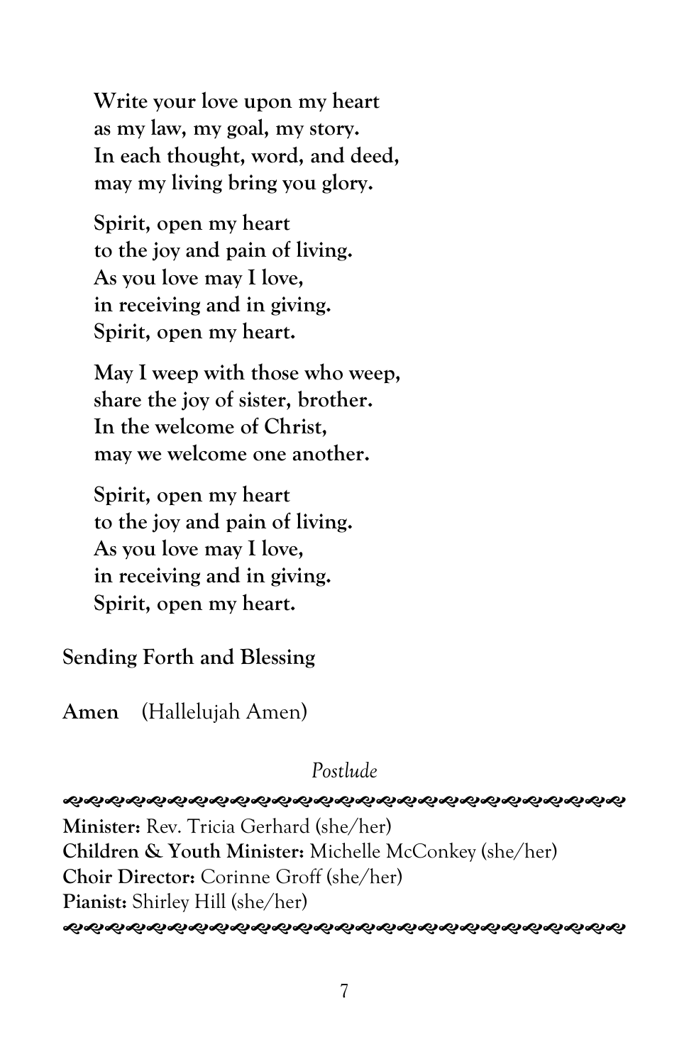**Write your love upon my heart**
**as my law, my goal, my story.**
**In each thought, word, and deed,**
**may my living bring you glory.**

**Spirit, open my heart**
**to the joy and pain of living.**
**As you love may I love,**
**in receiving and in giving.**
**Spirit, open my heart.**

**May I weep with those who weep,**
**share the joy of sister, brother.**
**In the welcome of Christ,**
**may we welcome one another.**

**Spirit, open my heart**
**to the joy and pain of living.**
**As you love may I love,**
**in receiving and in giving.**
**Spirit, open my heart.**

**Sending Forth and Blessing**

**Amen** (Hallelujah Amen)

*Postlude*

---

**Minister:** Rev. Tricia Gerhard (she/her)
**Children & Youth Minister:** Michelle McConkey (she/her)
**Choir Director:** Corinne Groff (she/her)
**Pianist:** Shirley Hill (she/her)

---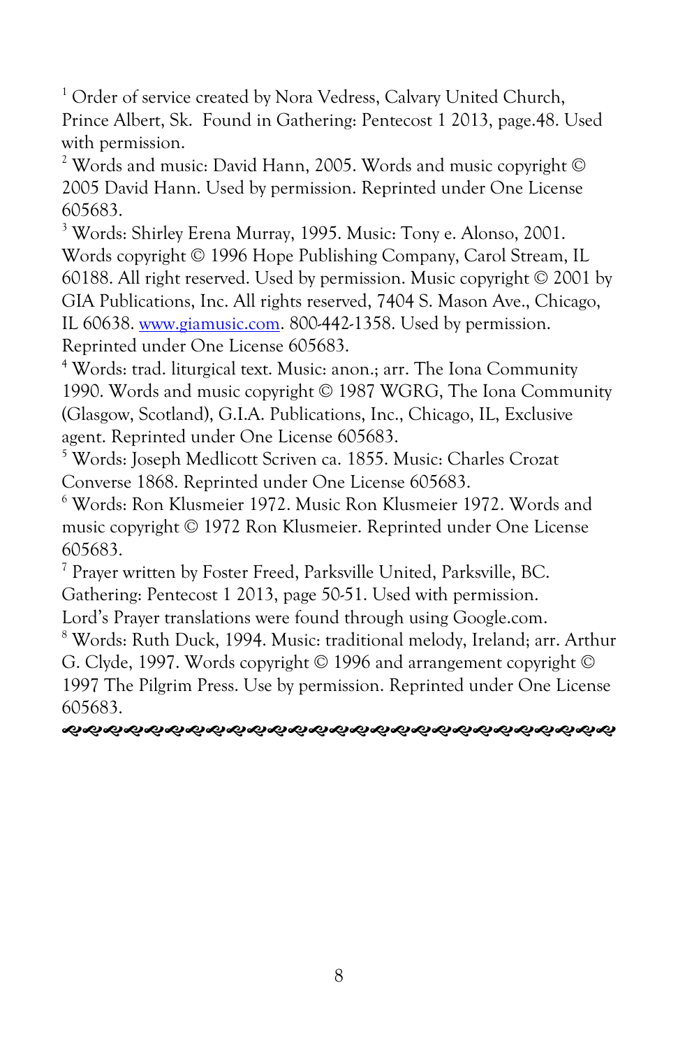[1] Order of service created by Nora Vedress, Calvary United Church, Prince Albert, Sk.  Found in Gathering: Pentecost 1 2013, page.48. Used with permission.

[2] Words and music: David Hann, 2005. Words and music copyright © 2005 David Hann. Used by permission. Reprinted under One License 605683.

[3] Words: Shirley Erena Murray, 1995. Music: Tony e. Alonso, 2001. Words copyright © 1996 Hope Publishing Company, Carol Stream, IL 60188. All right reserved. Used by permission. Music copyright © 2001 by GIA Publications, Inc. All rights reserved, 7404 S. Mason Ave., Chicago, IL 60638. www.giamusic.com. 800-442-1358. Used by permission. Reprinted under One License 605683.

[4] Words: trad. liturgical text. Music: anon.; arr. The Iona Community 1990. Words and music copyright © 1987 WGRG, The Iona Community (Glasgow, Scotland), G.I.A. Publications, Inc., Chicago, IL, Exclusive agent. Reprinted under One License 605683.

[5] Words: Joseph Medlicott Scriven ca. 1855. Music: Charles Crozat Converse 1868. Reprinted under One License 605683.

[6] Words: Ron Klusmeier 1972. Music Ron Klusmeier 1972. Words and music copyright © 1972 Ron Klusmeier. Reprinted under One License 605683.

[7] Prayer written by Foster Freed, Parksville United, Parksville, BC. Gathering: Pentecost 1 2013, page 50-51. Used with permission.
Lord's Prayer translations were found through using Google.com.

[8] Words: Ruth Duck, 1994. Music: traditional melody, Ireland; arr. Arthur G. Clyde, 1997. Words copyright © 1996 and arrangement copyright © 1997 The Pilgrim Press. Use by permission. Reprinted under One License 605683.